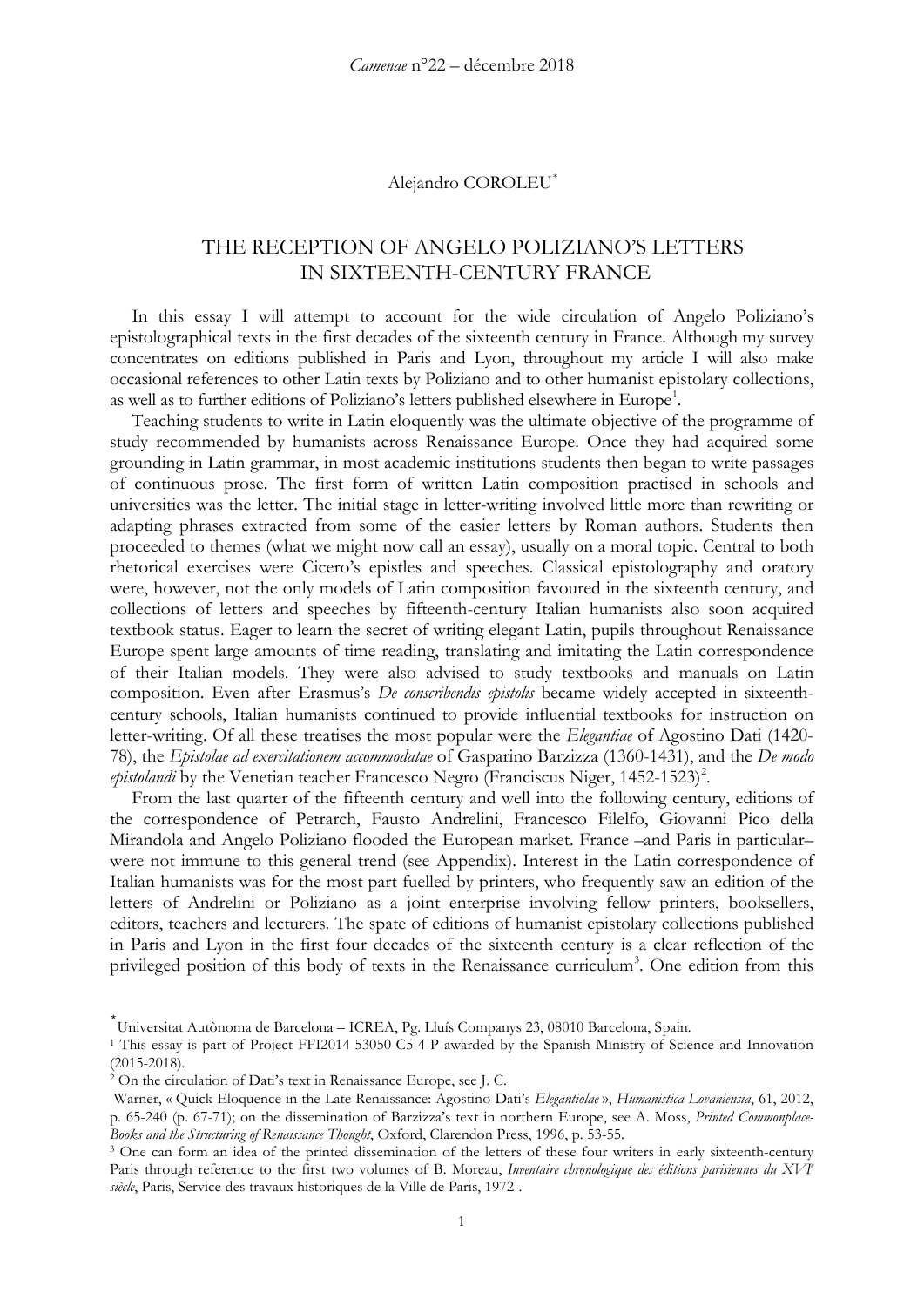Alejandro COROLEU[*]

# THE RECEPTION OF ANGELO POLIZIANO'S LETTERS IN SIXTEENTH-CENTURY FRANCE

In this essay I will attempt to account for the wide circulation of Angelo Poliziano's epistolographical texts in the first decades of the sixteenth century in France. Although my survey concentrates on editions published in Paris and Lyon, throughout my article I will also make occasional references to other Latin texts by Poliziano and to other humanist epistolary collections, as well as to further editions of Poliziano's letters published elsewhere in Europe[1].

Teaching students to write in Latin eloquently was the ultimate objective of the programme of study recommended by humanists across Renaissance Europe. Once they had acquired some grounding in Latin grammar, in most academic institutions students then began to write passages of continuous prose. The first form of written Latin composition practised in schools and universities was the letter. The initial stage in letter-writing involved little more than rewriting or adapting phrases extracted from some of the easier letters by Roman authors. Students then proceeded to themes (what we might now call an essay), usually on a moral topic. Central to both rhetorical exercises were Cicero's epistles and speeches. Classical epistolography and oratory were, however, not the only models of Latin composition favoured in the sixteenth century, and collections of letters and speeches by fifteenth-century Italian humanists also soon acquired textbook status. Eager to learn the secret of writing elegant Latin, pupils throughout Renaissance Europe spent large amounts of time reading, translating and imitating the Latin correspondence of their Italian models. They were also advised to study textbooks and manuals on Latin composition. Even after Erasmus's *De conscribendis epistolis* became widely accepted in sixteenth-century schools, Italian humanists continued to provide influential textbooks for instruction on letter-writing. Of all these treatises the most popular were the *Elegantiae* of Agostino Dati (1420-78), the *Epistolae ad exercitationem accommodatae* of Gasparino Barzizza (1360-1431), and the *De modo epistolandi* by the Venetian teacher Francesco Negro (Franciscus Niger, 1452-1523)[2].

From the last quarter of the fifteenth century and well into the following century, editions of the correspondence of Petrarch, Fausto Andrelini, Francesco Filelfo, Giovanni Pico della Mirandola and Angelo Poliziano flooded the European market. France –and Paris in particular– were not immune to this general trend (see Appendix). Interest in the Latin correspondence of Italian humanists was for the most part fuelled by printers, who frequently saw an edition of the letters of Andrelini or Poliziano as a joint enterprise involving fellow printers, booksellers, editors, teachers and lecturers. The spate of editions of humanist epistolary collections published in Paris and Lyon in the first four decades of the sixteenth century is a clear reflection of the privileged position of this body of texts in the Renaissance curriculum[3]. One edition from this

---

[*] Universitat Autònoma de Barcelona – ICREA, Pg. Lluís Companys 23, 08010 Barcelona, Spain.

[1] This essay is part of Project FFI2014-53050-C5-4-P awarded by the Spanish Ministry of Science and Innovation (2015-2018).

[2] On the circulation of Dati's text in Renaissance Europe, see J. C. Warner, « Quick Eloquence in the Late Renaissance: Agostino Dati's *Elegantiolae* », *Humanistica Lovaniensia*, 61, 2012, p. 65-240 (p. 67-71); on the dissemination of Barzizza's text in northern Europe, see A. Moss, *Printed Commonplace-Books and the Structuring of Renaissance Thought*, Oxford, Clarendon Press, 1996, p. 53-55.

[3] One can form an idea of the printed dissemination of the letters of these four writers in early sixteenth-century Paris through reference to the first two volumes of B. Moreau, *Inventaire chronologique des éditions parisiennes du XVI*e *siècle*, Paris, Service des travaux historiques de la Ville de Paris, 1972-.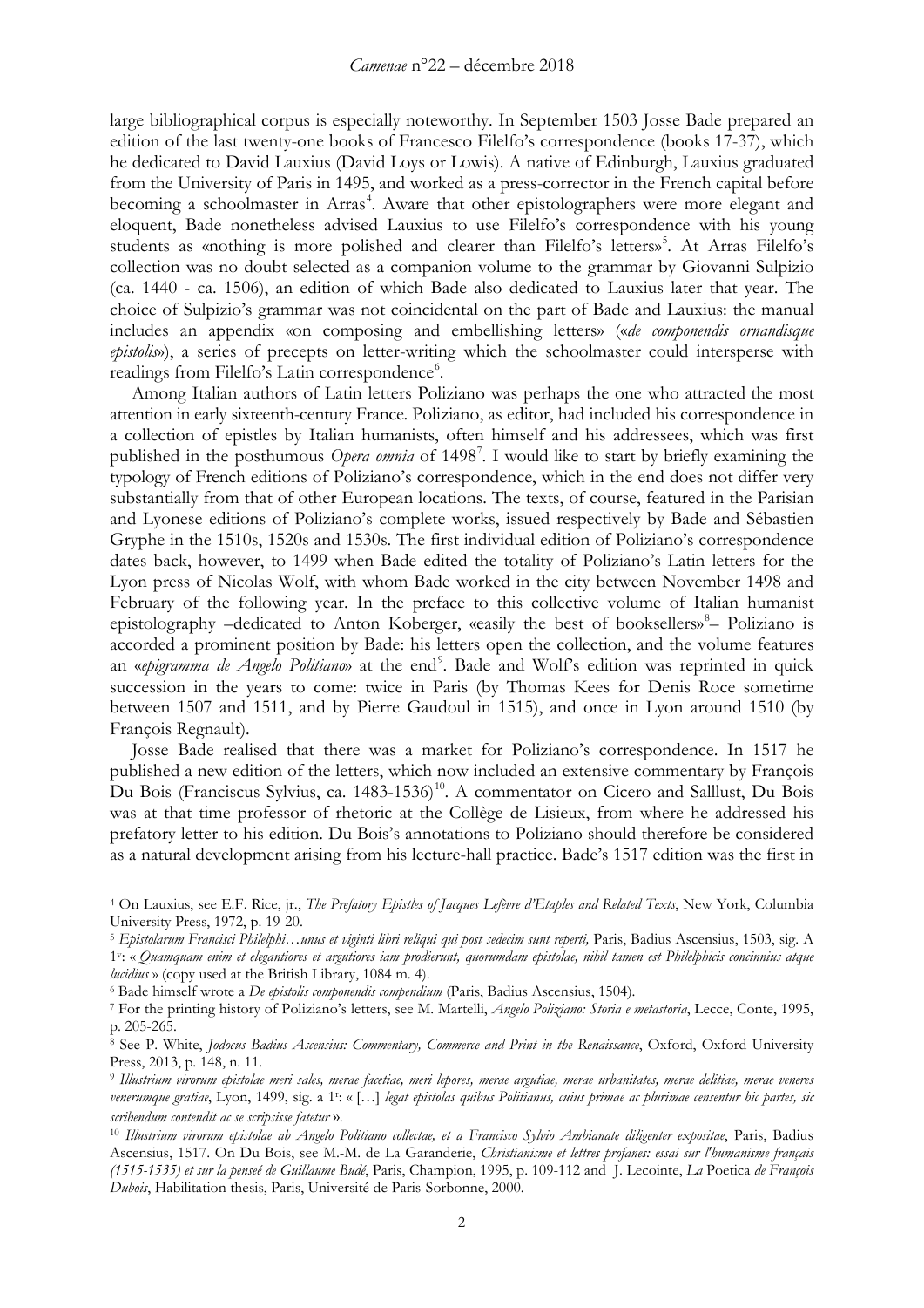large bibliographical corpus is especially noteworthy. In September 1503 Josse Bade prepared an edition of the last twenty-one books of Francesco Filelfo's correspondence (books 17-37), which he dedicated to David Lauxius (David Loys or Lowis). A native of Edinburgh, Lauxius graduated from the University of Paris in 1495, and worked as a press-corrector in the French capital before becoming a schoolmaster in Arras[4]. Aware that other epistolographers were more elegant and eloquent, Bade nonetheless advised Lauxius to use Filelfo's correspondence with his young students as «nothing is more polished and clearer than Filelfo's letters»[5]. At Arras Filelfo's collection was no doubt selected as a companion volume to the grammar by Giovanni Sulpizio (ca. 1440 - ca. 1506), an edition of which Bade also dedicated to Lauxius later that year. The choice of Sulpizio's grammar was not coincidental on the part of Bade and Lauxius: the manual includes an appendix «on composing and embellishing letters» («*de componendis ornandisque epistolis*»), a series of precepts on letter-writing which the schoolmaster could intersperse with readings from Filelfo's Latin correspondence[6].

Among Italian authors of Latin letters Poliziano was perhaps the one who attracted the most attention in early sixteenth-century France. Poliziano, as editor, had included his correspondence in a collection of epistles by Italian humanists, often himself and his addressees, which was first published in the posthumous *Opera omnia* of 1498[7]. I would like to start by briefly examining the typology of French editions of Poliziano's correspondence, which in the end does not differ very substantially from that of other European locations. The texts, of course, featured in the Parisian and Lyonese editions of Poliziano's complete works, issued respectively by Bade and Sébastien Gryphe in the 1510s, 1520s and 1530s. The first individual edition of Poliziano's correspondence dates back, however, to 1499 when Bade edited the totality of Poliziano's Latin letters for the Lyon press of Nicolas Wolf, with whom Bade worked in the city between November 1498 and February of the following year. In the preface to this collective volume of Italian humanist epistolography –dedicated to Anton Koberger, «easily the best of booksellers»[8]– Poliziano is accorded a prominent position by Bade: his letters open the collection, and the volume features an «*epigramma de Angelo Politiano*» at the end[9]. Bade and Wolf's edition was reprinted in quick succession in the years to come: twice in Paris (by Thomas Kees for Denis Roce sometime between 1507 and 1511, and by Pierre Gaudoul in 1515), and once in Lyon around 1510 (by François Regnault).

Josse Bade realised that there was a market for Poliziano's correspondence. In 1517 he published a new edition of the letters, which now included an extensive commentary by François Du Bois (Franciscus Sylvius, ca. 1483-1536)[10]. A commentator on Cicero and Salllust, Du Bois was at that time professor of rhetoric at the Collège de Lisieux, from where he addressed his prefatory letter to his edition. Du Bois's annotations to Poliziano should therefore be considered as a natural development arising from his lecture-hall practice. Bade's 1517 edition was the first in

---

[4] On Lauxius, see E.F. Rice, jr., *The Prefatory Epistles of Jacques Lefèvre d'Etaples and Related Texts*, New York, Columbia University Press, 1972, p. 19-20.

[5] *Epistolarum Francisci Philelphi…unus et viginti libri reliqui qui post sedecim sunt reperti,* Paris, Badius Ascensius, 1503, sig. A 1v: « *Quamquam enim et elegantiores et argutiores iam prodierunt, quorumdam epistolae, nihil tamen est Philelphicis concinnius atque lucidius* » (copy used at the British Library, 1084 m. 4).

[6] Bade himself wrote a *De epistolis componendis compendium* (Paris, Badius Ascensius, 1504).

[7] For the printing history of Poliziano's letters, see M. Martelli, *Angelo Poliziano: Storia e metastoria*, Lecce, Conte, 1995, p. 205-265.

[8] See P. White, *Jodocus Badius Ascensius: Commentary, Commerce and Print in the Renaissance*, Oxford, Oxford University Press, 2013, p. 148, n. 11.

[9] *Illustrium virorum epistolae meri sales, merae facetiae, meri lepores, merae argutiae, merae urbanitates, merae delitiae, merae veneres venerumque gratiae*, Lyon, 1499, sig. a 1r: « […] *legat epistolas quibus Politianus, cuius primae ac plurimae censentur hic partes, sic scribendum contendit ac se scripsisse fatetur* ».

[10] *Illustrium virorum epistolae ab Angelo Politiano collectae, et a Francisco Sylvio Ambianate diligenter expositae*, Paris, Badius Ascensius, 1517. On Du Bois, see M.-M. de La Garanderie, *Christianisme et lettres profanes: essai sur l'humanisme français (1515-1535) et sur la penseé de Guillaume Budé*, Paris, Champion, 1995, p. 109-112 and J. Lecointe, *La* Poetica *de François Dubois*, Habilitation thesis, Paris, Université de Paris-Sorbonne, 2000.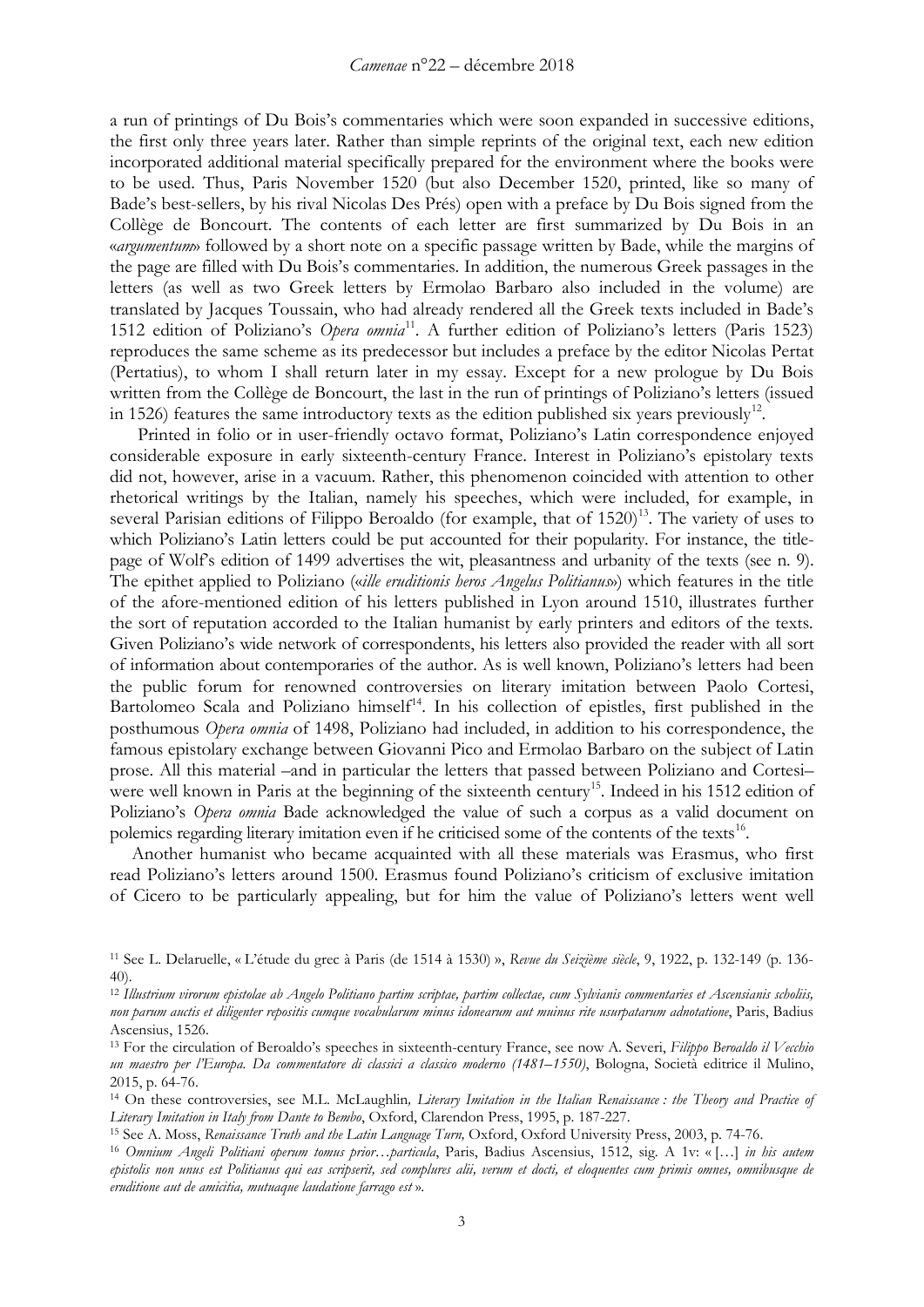a run of printings of Du Bois's commentaries which were soon expanded in successive editions, the first only three years later. Rather than simple reprints of the original text, each new edition incorporated additional material specifically prepared for the environment where the books were to be used. Thus, Paris November 1520 (but also December 1520, printed, like so many of Bade's best-sellers, by his rival Nicolas Des Prés) open with a preface by Du Bois signed from the Collège de Boncourt. The contents of each letter are first summarized by Du Bois in an «*argumentum*» followed by a short note on a specific passage written by Bade, while the margins of the page are filled with Du Bois's commentaries. In addition, the numerous Greek passages in the letters (as well as two Greek letters by Ermolao Barbaro also included in the volume) are translated by Jacques Toussain, who had already rendered all the Greek texts included in Bade's 1512 edition of Poliziano's *Opera omnia*[11]. A further edition of Poliziano's letters (Paris 1523) reproduces the same scheme as its predecessor but includes a preface by the editor Nicolas Pertat (Pertatius), to whom I shall return later in my essay. Except for a new prologue by Du Bois written from the Collège de Boncourt, the last in the run of printings of Poliziano's letters (issued in 1526) features the same introductory texts as the edition published six years previously[12].

Printed in folio or in user-friendly octavo format, Poliziano's Latin correspondence enjoyed considerable exposure in early sixteenth-century France. Interest in Poliziano's epistolary texts did not, however, arise in a vacuum. Rather, this phenomenon coincided with attention to other rhetorical writings by the Italian, namely his speeches, which were included, for example, in several Parisian editions of Filippo Beroaldo (for example, that of 1520)[13]. The variety of uses to which Poliziano's Latin letters could be put accounted for their popularity. For instance, the title-page of Wolf's edition of 1499 advertises the wit, pleasantness and urbanity of the texts (see n. 9). The epithet applied to Poliziano («*ille eruditionis heros Angelus Politianus*») which features in the title of the afore-mentioned edition of his letters published in Lyon around 1510, illustrates further the sort of reputation accorded to the Italian humanist by early printers and editors of the texts. Given Poliziano's wide network of correspondents, his letters also provided the reader with all sort of information about contemporaries of the author. As is well known, Poliziano's letters had been the public forum for renowned controversies on literary imitation between Paolo Cortesi, Bartolomeo Scala and Poliziano himself[14]. In his collection of epistles, first published in the posthumous *Opera omnia* of 1498, Poliziano had included, in addition to his correspondence, the famous epistolary exchange between Giovanni Pico and Ermolao Barbaro on the subject of Latin prose. All this material –and in particular the letters that passed between Poliziano and Cortesi– were well known in Paris at the beginning of the sixteenth century[15]. Indeed in his 1512 edition of Poliziano's *Opera omnia* Bade acknowledged the value of such a corpus as a valid document on polemics regarding literary imitation even if he criticised some of the contents of the texts[16].

Another humanist who became acquainted with all these materials was Erasmus, who first read Poliziano's letters around 1500. Erasmus found Poliziano's criticism of exclusive imitation of Cicero to be particularly appealing, but for him the value of Poliziano's letters went well

---

[11] See L. Delaruelle, « L'étude du grec à Paris (de 1514 à 1530) », *Revue du Seizième siècle*, 9, 1922, p. 132-149 (p. 136-40).

[12] *Illustrium virorum epistolae ab Angelo Politiano partim scriptae, partim collectae, cum Sylvianis commentaries et Ascensianis scholiis, non parum auctis et diligenter repositis cumque vocabularum minus idonearum aut muinus rite usurpatarum adnotatione*, Paris, Badius Ascensius, 1526.

[13] For the circulation of Beroaldo's speeches in sixteenth-century France, see now A. Severi, *Filippo Beroaldo il Vecchio un maestro per l'Europa. Da commentatore di classici a classico moderno (1481–1550)*, Bologna, Società editrice il Mulino, 2015, p. 64-76.

[14] On these controversies, see M.L. McLaughlin*, Literary Imitation in the Italian Renaissance : the Theory and Practice of Literary Imitation in Italy from Dante to Bembo*, Oxford, Clarendon Press, 1995, p. 187-227.

[15] See A. Moss, *Renaissance Truth and the Latin Language Turn,* Oxford, Oxford University Press, 2003, p. 74-76.

[16] *Omnium Angeli Politiani operum tomus prior…particula*, Paris, Badius Ascensius, 1512, sig. A 1v: « […] *in his autem epistolis non unus est Politianus qui eas scripserit, sed complures alii, verum et docti, et eloquentes cum primis omnes, omnibusque de eruditione aut de amicitia, mutuaque laudatione farrago est* ».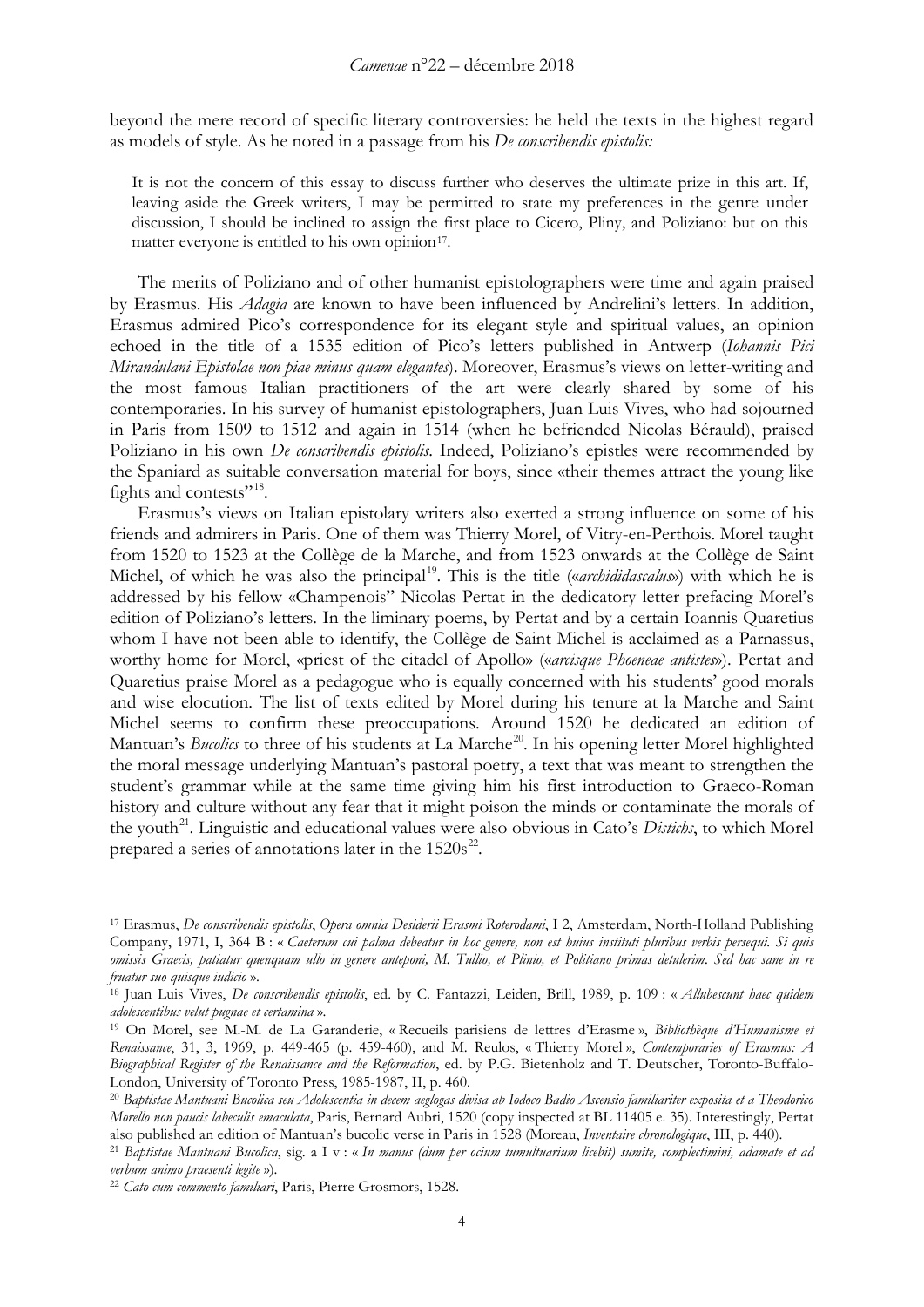beyond the mere record of specific literary controversies: he held the texts in the highest regard as models of style. As he noted in a passage from his *De conscribendis epistolis:*

> It is not the concern of this essay to discuss further who deserves the ultimate prize in this art. If, leaving aside the Greek writers, I may be permitted to state my preferences in the genre under discussion, I should be inclined to assign the first place to Cicero, Pliny, and Poliziano: but on this matter everyone is entitled to his own opinion[17].

The merits of Poliziano and of other humanist epistolographers were time and again praised by Erasmus. His *Adagia* are known to have been influenced by Andrelini's letters. In addition, Erasmus admired Pico's correspondence for its elegant style and spiritual values, an opinion echoed in the title of a 1535 edition of Pico's letters published in Antwerp (*Iohannis Pici Mirandulani Epistolae non piae minus quam elegantes*). Moreover, Erasmus's views on letter-writing and the most famous Italian practitioners of the art were clearly shared by some of his contemporaries. In his survey of humanist epistolographers, Juan Luis Vives, who had sojourned in Paris from 1509 to 1512 and again in 1514 (when he befriended Nicolas Bérauld), praised Poliziano in his own *De conscribendis epistolis*. Indeed, Poliziano's epistles were recommended by the Spaniard as suitable conversation material for boys, since «their themes attract the young like fights and contests"[18].

Erasmus's views on Italian epistolary writers also exerted a strong influence on some of his friends and admirers in Paris. One of them was Thierry Morel, of Vitry-en-Perthois. Morel taught from 1520 to 1523 at the Collège de la Marche, and from 1523 onwards at the Collège de Saint Michel, of which he was also the principal[19]. This is the title («*archididascalus*») with which he is addressed by his fellow «Champenois" Nicolas Pertat in the dedicatory letter prefacing Morel's edition of Poliziano's letters. In the liminary poems, by Pertat and by a certain Ioannis Quaretius whom I have not been able to identify, the Collège de Saint Michel is acclaimed as a Parnassus, worthy home for Morel, «priest of the citadel of Apollo» («*arcisque Phoeneae antistes*»). Pertat and Quaretius praise Morel as a pedagogue who is equally concerned with his students' good morals and wise elocution. The list of texts edited by Morel during his tenure at la Marche and Saint Michel seems to confirm these preoccupations. Around 1520 he dedicated an edition of Mantuan's *Bucolics* to three of his students at La Marche[20]. In his opening letter Morel highlighted the moral message underlying Mantuan's pastoral poetry, a text that was meant to strengthen the student's grammar while at the same time giving him his first introduction to Graeco-Roman history and culture without any fear that it might poison the minds or contaminate the morals of the youth[21]. Linguistic and educational values were also obvious in Cato's *Distichs*, to which Morel prepared a series of annotations later in the 1520s[22].

---

[17] Erasmus, *De conscribendis epistolis*, *Opera omnia Desiderii Erasmi Roterodami*, I 2, Amsterdam, North-Holland Publishing Company, 1971, I, 364 B : « *Caeterum cui palma debeatur in hoc genere, non est huius instituti pluribus verbis persequi. Si quis omissis Graecis, patiatur quenquam ullo in genere anteponi, M. Tullio, et Plinio, et Politiano primas detulerim. Sed hac sane in re fruatur suo quisque iudicio* ».

[18] Juan Luis Vives, *De conscribendis epistolis*, ed. by C. Fantazzi, Leiden, Brill, 1989, p. 109 : « *Allubescunt haec quidem adolescentibus velut pugnae et certamina* ».

[19] On Morel, see M.-M. de La Garanderie, « Recueils parisiens de lettres d'Erasme », *Bibliothèque d'Humanisme et Renaissance*, 31, 3, 1969, p. 449-465 (p. 459-460), and M. Reulos, « Thierry Morel », *Contemporaries of Erasmus: A Biographical Register of the Renaissance and the Reformation*, ed. by P.G. Bietenholz and T. Deutscher, Toronto-Buffalo-London, University of Toronto Press, 1985-1987, II, p. 460.

[20] *Baptistae Mantuani Bucolica seu Adolescentia in decem aeglogas divisa ab Iodoco Badio Ascensio familiariter exposita et a Theodorico Morello non paucis labeculis emaculata*, Paris, Bernard Aubri, 1520 (copy inspected at BL 11405 e. 35). Interestingly, Pertat also published an edition of Mantuan's bucolic verse in Paris in 1528 (Moreau, *Inventaire chronologique*, III, p. 440).

[21] *Baptistae Mantuani Bucolica*, sig. a I v : « *In manus (dum per ocium tumultuarium licebit) sumite, complectimini, adamate et ad verbum animo praesenti legite* »).

[22] *Cato cum commento familiari*, Paris, Pierre Grosmors, 1528.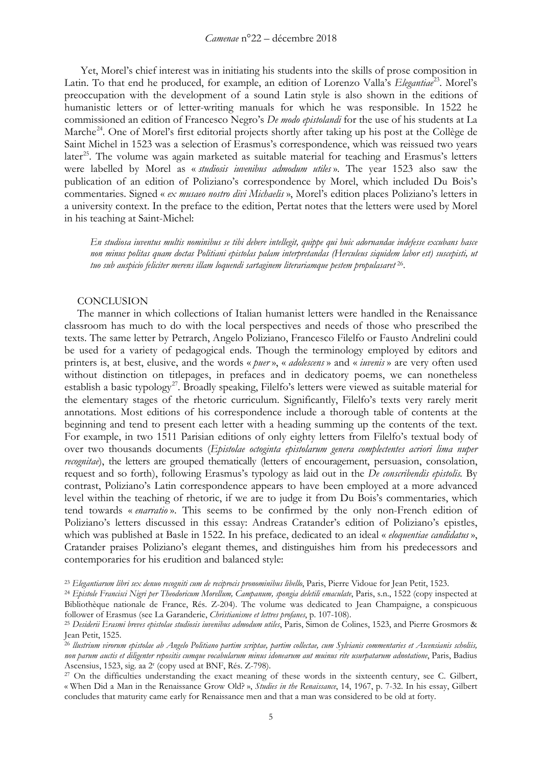Yet, Morel's chief interest was in initiating his students into the skills of prose composition in Latin. To that end he produced, for example, an edition of Lorenzo Valla's *Elegantiae*[23]. Morel's preoccupation with the development of a sound Latin style is also shown in the editions of humanistic letters or of letter-writing manuals for which he was responsible. In 1522 he commissioned an edition of Francesco Negro's *De modo epistolandi* for the use of his students at La Marche[24]. One of Morel's first editorial projects shortly after taking up his post at the Collège de Saint Michel in 1523 was a selection of Erasmus's correspondence, which was reissued two years later[25]. The volume was again marketed as suitable material for teaching and Erasmus's letters were labelled by Morel as « *studiosis iuvenibus admodum utiles* ». The year 1523 also saw the publication of an edition of Poliziano's correspondence by Morel, which included Du Bois's commentaries. Signed « *ex musaeo nostro divi Michaelis* », Morel's edition places Poliziano's letters in a university context. In the preface to the edition, Pertat notes that the letters were used by Morel in his teaching at Saint-Michel:

> *En studiosa iuventus multis nominibus se tibi debere intellegit, quippe qui huic adornandae indefesse excubans hasce non minus politas quam doctas Politiani epistolas palam interpretandas (Herculeus siquidem labor est) suscepisti, ut tuo sub auspicio feliciter merens illam loquendi sartaginem literariamque pestem propulsaret* [26].

## CONCLUSION

The manner in which collections of Italian humanist letters were handled in the Renaissance classroom has much to do with the local perspectives and needs of those who prescribed the texts. The same letter by Petrarch, Angelo Poliziano, Francesco Filelfo or Fausto Andrelini could be used for a variety of pedagogical ends. Though the terminology employed by editors and printers is, at best, elusive, and the words « *puer* », « *adolescens* » and « *iuvenis* » are very often used without distinction on titlepages, in prefaces and in dedicatory poems, we can nonetheless establish a basic typology[27]. Broadly speaking, Filelfo's letters were viewed as suitable material for the elementary stages of the rhetoric curriculum. Significantly, Filelfo's texts very rarely merit annotations. Most editions of his correspondence include a thorough table of contents at the beginning and tend to present each letter with a heading summing up the contents of the text. For example, in two 1511 Parisian editions of only eighty letters from Filelfo's textual body of over two thousands documents (*Epistolae octoginta epistolarum genera complectentes acriori lima nuper recognitae*), the letters are grouped thematically (letters of encouragement, persuasion, consolation, request and so forth), following Erasmus's typology as laid out in the *De conscribendis epistolis*. By contrast, Poliziano's Latin correspondence appears to have been employed at a more advanced level within the teaching of rhetoric, if we are to judge it from Du Bois's commentaries, which tend towards « *enarratio* ». This seems to be confirmed by the only non-French edition of Poliziano's letters discussed in this essay: Andreas Cratander's edition of Poliziano's epistles, which was published at Basle in 1522. In his preface, dedicated to an ideal « *eloquentiae candidatus* », Cratander praises Poliziano's elegant themes, and distinguishes him from his predecessors and contemporaries for his erudition and balanced style:

---

[23] *Elegantiarum libri sex denuo recogniti cum de reciprocis pronominibus libello*, Paris, Pierre Vidoue for Jean Petit, 1523.

[24] *Epistole Francisci Nigri per Theodoricum Morellum, Campanum, spongia deletili emaculate*, Paris, s.n., 1522 (copy inspected at Bibliothèque nationale de France, Rés. Z-204). The volume was dedicated to Jean Champaigne, a conspicuous follower of Erasmus (see La Garanderie, *Christianisme et lettres profanes*, p. 107-108).

[25] *Desiderii Erasmi breves epistolae studiosis iuvenibus admodum utiles*, Paris, Simon de Colines, 1523, and Pierre Grosmors & Jean Petit, 1525.

[26] *llustrium virorum epistolae ab Angelo Politiano partim scriptae, partim collectae, cum Sylvianis commentariis et Ascensianis scholiis, non parum auctis et diligenter repositis cumque vocabularum minus idonearum aut muinus rite usurpatarum adnotatione*, Paris, Badius Ascensius, 1523, sig. aa 2r (copy used at BNF, Rés. Z-798).

[27] On the difficulties understanding the exact meaning of these words in the sixteenth century, see C. Gilbert, « When Did a Man in the Renaissance Grow Old? », *Studies in the Renaissance*, 14, 1967, p. 7-32. In his essay, Gilbert concludes that maturity came early for Renaissance men and that a man was considered to be old at forty.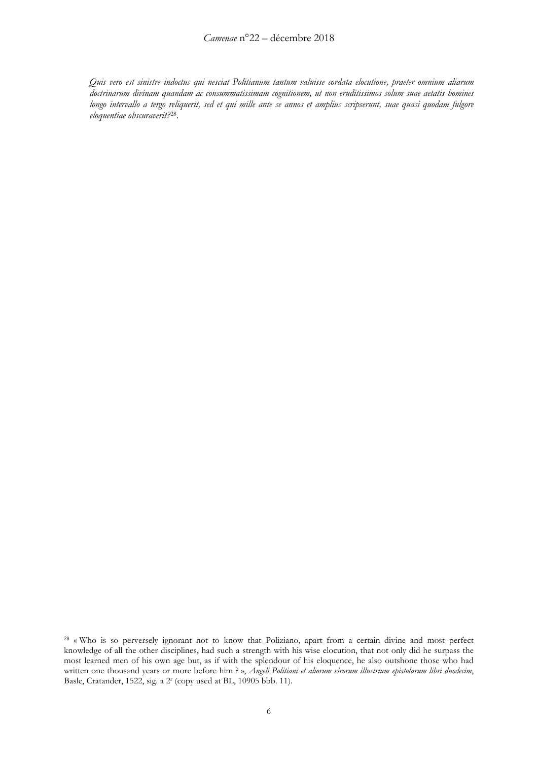*Quis vero est sinistre indoctus qui nesciat Politianum tantum valuisse cordata elocutione, praeter omnium aliarum doctrinarum divinam quandam ac consummatissimam cognitionem, ut non eruditissimos solum suae aetatis homines longo intervallo a tergo reliquerit, sed et qui mille ante se annos et amplius scripserunt, suae quasi quodam fulgore eloquentiae obscuraverit?*[28].

[28] « Who is so perversely ignorant not to know that Poliziano, apart from a certain divine and most perfect knowledge of all the other disciplines, had such a strength with his wise elocution, that not only did he surpass the most learned men of his own age but, as if with the splendour of his eloquence, he also outshone those who had written one thousand years or more before him ? », *Angeli Politiani et aliorum virorum illustrium epistolarum libri duodecim*, Basle, Cratander, 1522, sig. a 2r (copy used at BL, 10905 bbb. 11).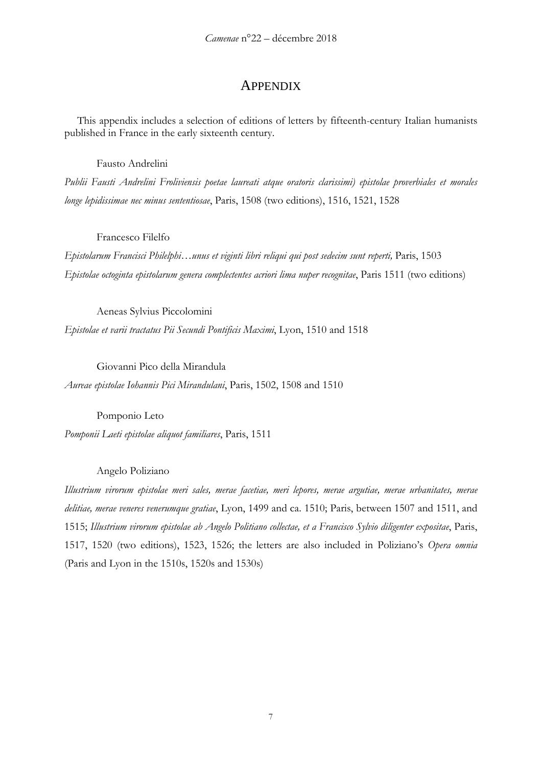# Appendix

This appendix includes a selection of editions of letters by fifteenth-century Italian humanists published in France in the early sixteenth century.

Fausto Andrelini

*Publii Fausti Andrelini Froliviensis poetae laureati atque oratoris clarissimi) epistolae proverbiales et morales longe lepidissimae nec minus sententiosae*, Paris, 1508 (two editions), 1516, 1521, 1528

Francesco Filelfo

*Epistolarum Francisci Philelphi…unus et viginti libri reliqui qui post sedecim sunt reperti,* Paris, 1503

*Epistolae octoginta epistolarum genera complectentes acriori lima nuper recognitae*, Paris 1511 (two editions)

Aeneas Sylvius Piccolomini

*Epistolae et varii tractatus Pii Secundi Pontificis Maximi*, Lyon, 1510 and 1518

Giovanni Pico della Mirandula

*Aureae epistolae Iohannis Pici Mirandulani*, Paris, 1502, 1508 and 1510

Pomponio Leto

*Pomponii Laeti epistolae aliquot familiares*, Paris, 1511

Angelo Poliziano

*Illustrium virorum epistolae meri sales, merae facetiae, meri lepores, merae argutiae, merae urbanitates, merae delitiae, merae veneres venerumque gratiae*, Lyon, 1499 and ca. 1510; Paris, between 1507 and 1511, and 1515; *Illustrium virorum epistolae ab Angelo Politiano collectae, et a Francisco Sylvio diligenter expositae*, Paris, 1517, 1520 (two editions), 1523, 1526; the letters are also included in Poliziano's *Opera omnia* (Paris and Lyon in the 1510s, 1520s and 1530s)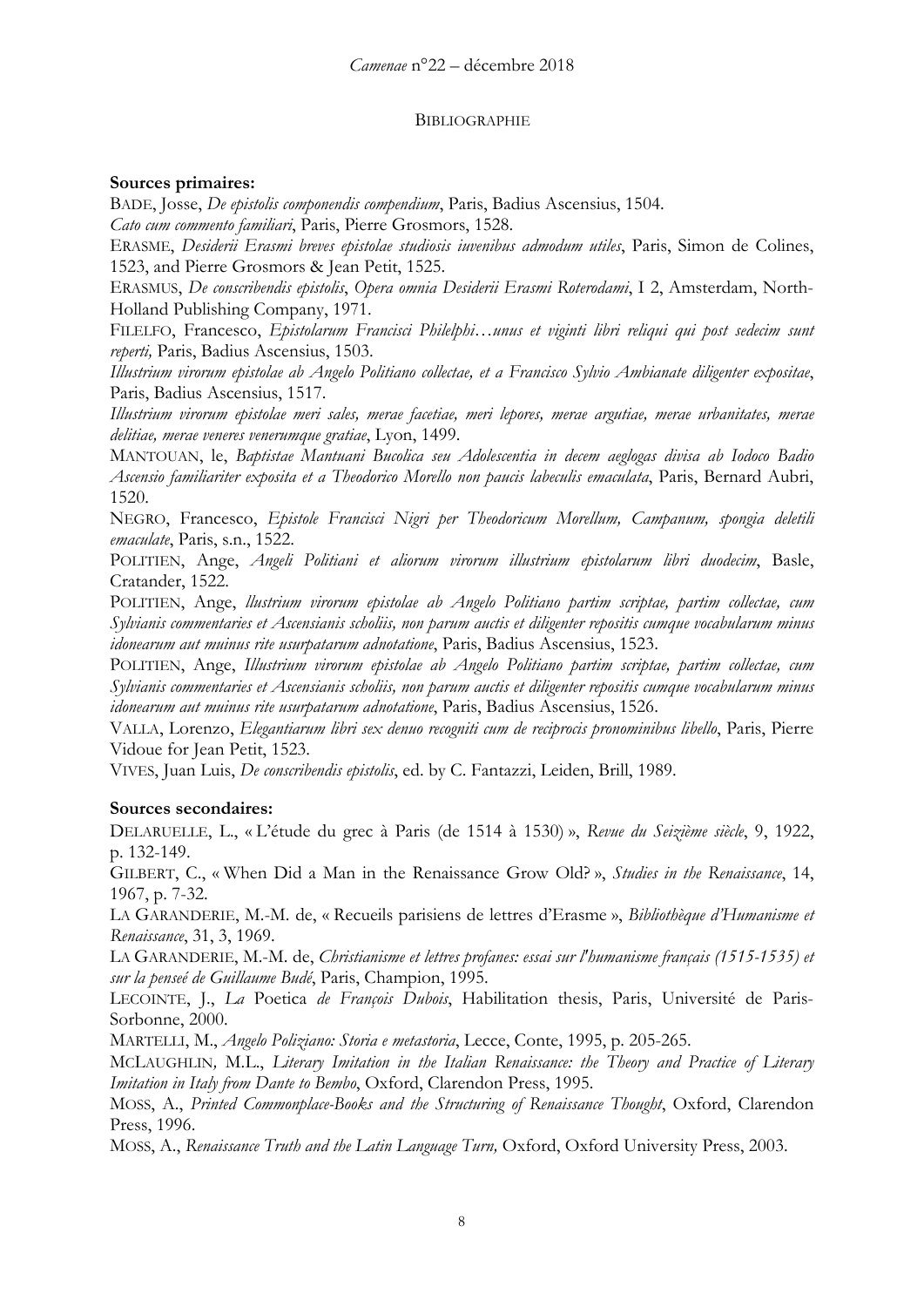## Bibliographie

**Sources primaires:**

BADE, Josse, *De epistolis componendis compendium*, Paris, Badius Ascensius, 1504.

*Cato cum commento familiari*, Paris, Pierre Grosmors, 1528.

ERASME, *Desiderii Erasmi breves epistolae studiosis iuvenibus admodum utiles*, Paris, Simon de Colines, 1523, and Pierre Grosmors & Jean Petit, 1525.

ERASMUS, *De conscribendis epistolis*, *Opera omnia Desiderii Erasmi Roterodami*, I 2, Amsterdam, North-Holland Publishing Company, 1971.

FILELFO, Francesco, *Epistolarum Francisci Philelphi…unus et viginti libri reliqui qui post sedecim sunt reperti,* Paris, Badius Ascensius, 1503.

*Illustrium virorum epistolae ab Angelo Politiano collectae, et a Francisco Sylvio Ambianate diligenter expositae*, Paris, Badius Ascensius, 1517.

*Illustrium virorum epistolae meri sales, merae facetiae, meri lepores, merae argutiae, merae urbanitates, merae delitiae, merae veneres venerumque gratiae*, Lyon, 1499.

MANTOUAN, le, *Baptistae Mantuani Bucolica seu Adolescentia in decem aeglogas divisa ab Iodoco Badio Ascensio familiariter exposita et a Theodorico Morello non paucis labeculis emaculata*, Paris, Bernard Aubri, 1520.

NEGRO, Francesco, *Epistole Francisci Nigri per Theodoricum Morellum, Campanum, spongia deletili emaculate*, Paris, s.n., 1522.

POLITIEN, Ange, *Angeli Politiani et aliorum virorum illustrium epistolarum libri duodecim*, Basle, Cratander, 1522.

POLITIEN, Ange, *llustrium virorum epistolae ab Angelo Politiano partim scriptae, partim collectae, cum Sylvianis commentaries et Ascensianis scholiis, non parum auctis et diligenter repositis cumque vocabularum minus idonearum aut muinus rite usurpatarum adnotatione*, Paris, Badius Ascensius, 1523.

POLITIEN, Ange, *Illustrium virorum epistolae ab Angelo Politiano partim scriptae, partim collectae, cum Sylvianis commentaries et Ascensianis scholiis, non parum auctis et diligenter repositis cumque vocabularum minus idonearum aut muinus rite usurpatarum adnotatione*, Paris, Badius Ascensius, 1526.

VALLA, Lorenzo, *Elegantiarum libri sex denuo recogniti cum de reciprocis pronominibus libello*, Paris, Pierre Vidoue for Jean Petit, 1523.

VIVES, Juan Luis, *De conscribendis epistolis*, ed. by C. Fantazzi, Leiden, Brill, 1989.

**Sources secondaires:**

DELARUELLE, L., « L'étude du grec à Paris (de 1514 à 1530) », *Revue du Seizième siècle*, 9, 1922, p. 132-149.

GILBERT, C., « When Did a Man in the Renaissance Grow Old? », *Studies in the Renaissance*, 14, 1967, p. 7-32.

LA GARANDERIE, M.-M. de, « Recueils parisiens de lettres d'Erasme », *Bibliothèque d'Humanisme et Renaissance*, 31, 3, 1969.

LA GARANDERIE, M.-M. de, *Christianisme et lettres profanes: essai sur l'humanisme français (1515-1535) et sur la penseé de Guillaume Budé*, Paris, Champion, 1995.

LECOINTE, J., *La* Poetica *de François Dubois*, Habilitation thesis, Paris, Université de Paris-Sorbonne, 2000.

MARTELLI, M., *Angelo Poliziano: Storia e metastoria*, Lecce, Conte, 1995, p. 205-265.

MCLAUGHLIN, M.L., *Literary Imitation in the Italian Renaissance: the Theory and Practice of Literary Imitation in Italy from Dante to Bembo*, Oxford, Clarendon Press, 1995.

MOSS, A., *Printed Commonplace-Books and the Structuring of Renaissance Thought*, Oxford, Clarendon Press, 1996.

MOSS, A., *Renaissance Truth and the Latin Language Turn,* Oxford, Oxford University Press, 2003.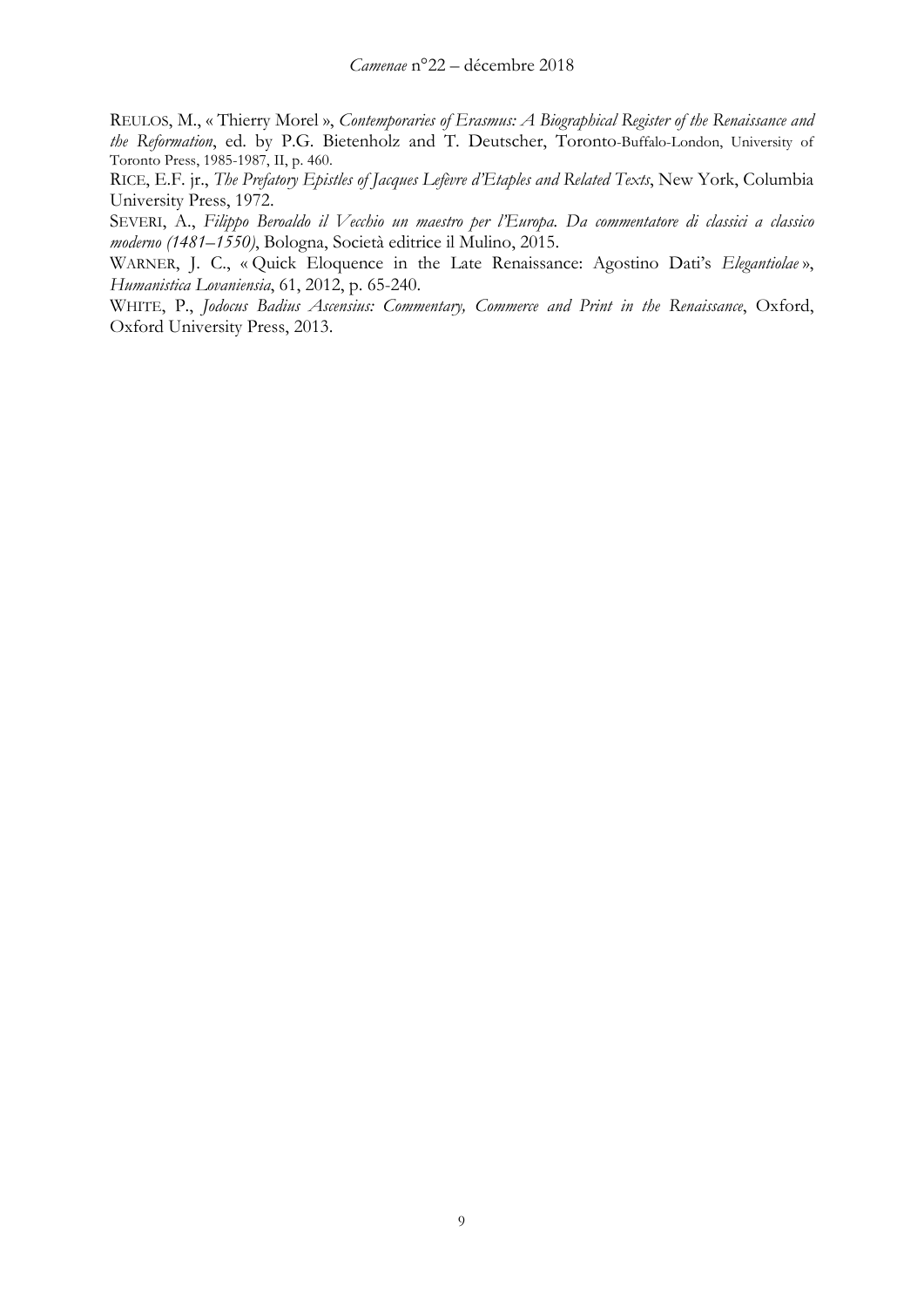REULOS, M., « Thierry Morel », *Contemporaries of Erasmus: A Biographical Register of the Renaissance and the Reformation*, ed. by P.G. Bietenholz and T. Deutscher, Toronto-Buffalo-London, University of Toronto Press, 1985-1987, II, p. 460.

RICE, E.F. jr., *The Prefatory Epistles of Jacques Lefèvre d'Etaples and Related Texts*, New York, Columbia University Press, 1972.

SEVERI, A., *Filippo Beroaldo il Vecchio un maestro per l'Europa. Da commentatore di classici a classico moderno (1481–1550)*, Bologna, Società editrice il Mulino, 2015.

WARNER, J. C., « Quick Eloquence in the Late Renaissance: Agostino Dati's *Elegantiolae* », *Humanistica Lovaniensia*, 61, 2012, p. 65-240.

WHITE, P., *Jodocus Badius Ascensius: Commentary, Commerce and Print in the Renaissance*, Oxford, Oxford University Press, 2013.